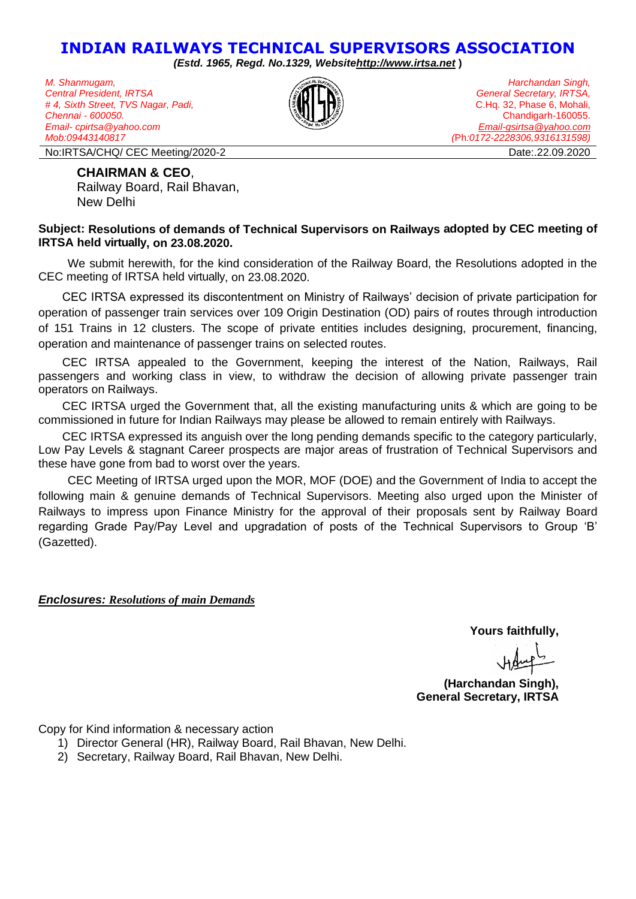# INDIAN RAILWAYS TECHNICAL SUPERVISORS ASSOCIATION

***(Estd. 1965, Regd. No.1329, Websitehttp://www.irtsa.net )***

*M. Shanmugam,*
*Central President, IRTSA*
*# 4, Sixth Street, TVS Nagar, Padi,*
*Chennai - 600050.*
*Email- cpirtsa@yahoo.com*
*Mob:09443140817*

*Harchandan Singh,*
*General Secretary, IRTSA,*
C.Hq. 32, Phase 6, Mohali,
Chandigarh-160055.
*Email-gsirtsa@yahoo.com*
*(Ph:0172-2228306,9316131598)*

No:IRTSA/CHQ/ CEC Meeting/2020-2 Date:.22.09.2020

**CHAIRMAN & CEO**,
Railway Board, Rail Bhavan,
New Delhi

**Subject: Resolutions of demands of Technical Supervisors on Railways adopted by CEC meeting of IRTSA held virtually, on 23.08.2020.**

We submit herewith, for the kind consideration of the Railway Board, the Resolutions adopted in the CEC meeting of IRTSA held virtually, on 23.08.2020.

CEC IRTSA expressed its discontentment on Ministry of Railways' decision of private participation for operation of passenger train services over 109 Origin Destination (OD) pairs of routes through introduction of 151 Trains in 12 clusters. The scope of private entities includes designing, procurement, financing, operation and maintenance of passenger trains on selected routes.

CEC IRTSA appealed to the Government, keeping the interest of the Nation, Railways, Rail passengers and working class in view, to withdraw the decision of allowing private passenger train operators on Railways.

CEC IRTSA urged the Government that, all the existing manufacturing units & which are going to be commissioned in future for Indian Railways may please be allowed to remain entirely with Railways.

CEC IRTSA expressed its anguish over the long pending demands specific to the category particularly, Low Pay Levels & stagnant Career prospects are major areas of frustration of Technical Supervisors and these have gone from bad to worst over the years.

CEC Meeting of IRTSA urged upon the MOR, MOF (DOE) and the Government of India to accept the following main & genuine demands of Technical Supervisors. Meeting also urged upon the Minister of Railways to impress upon Finance Ministry for the approval of their proposals sent by Railway Board regarding Grade Pay/Pay Level and upgradation of posts of the Technical Supervisors to Group 'B' (Gazetted).

***Enclosures:** Resolutions of main Demands*

**Yours faithfully,**

**(Harchandan Singh),**
**General Secretary, IRTSA**

Copy for Kind information & necessary action

1) Director General (HR), Railway Board, Rail Bhavan, New Delhi.
2) Secretary, Railway Board, Rail Bhavan, New Delhi.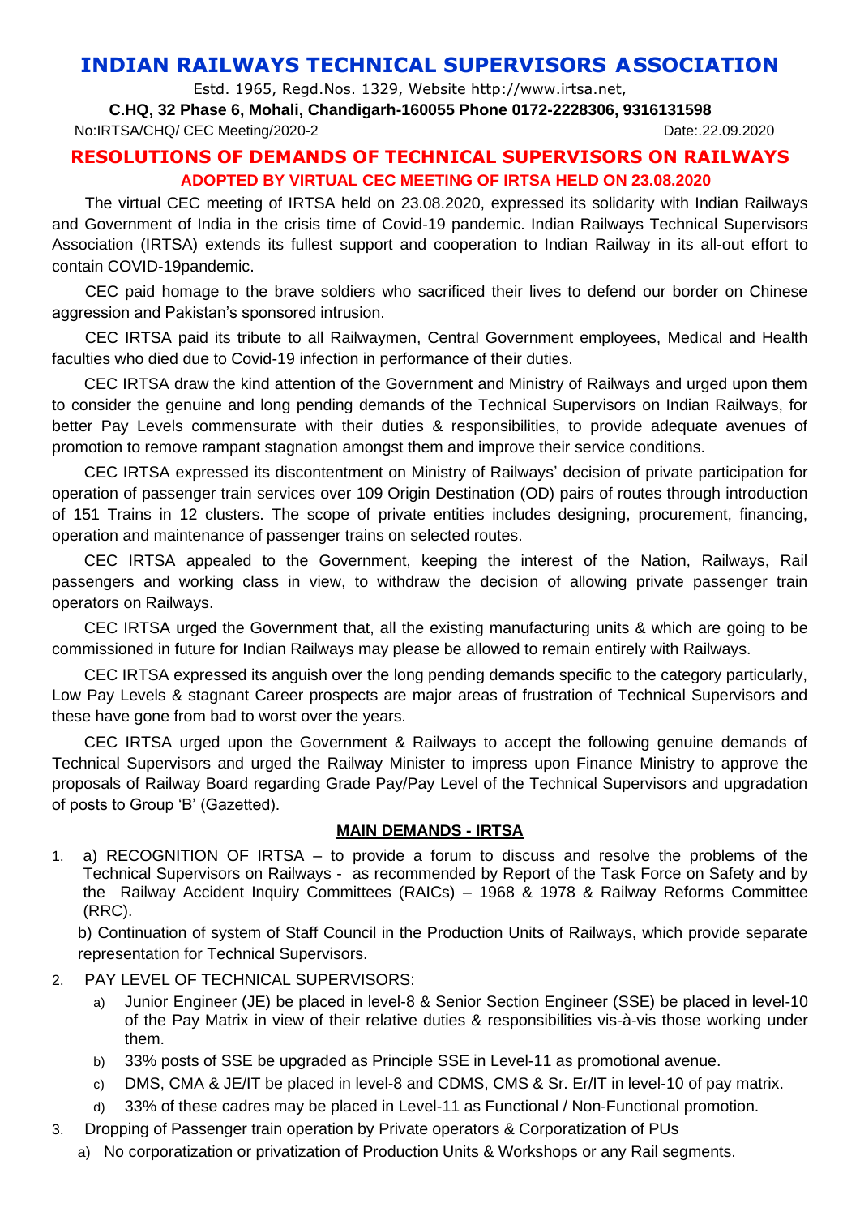# INDIAN RAILWAYS TECHNICAL SUPERVISORS ASSOCIATION

Estd. 1965, Regd.Nos. 1329, Website http://www.irtsa.net,

**C.HQ, 32 Phase 6, Mohali, Chandigarh-160055 Phone 0172-2228306, 9316131598**

No:IRTSA/CHQ/ CEC Meeting/2020-2 Date:.22.09.2020

## RESOLUTIONS OF DEMANDS OF TECHNICAL SUPERVISORS ON RAILWAYS

### ADOPTED BY VIRTUAL CEC MEETING OF IRTSA HELD ON 23.08.2020

The virtual CEC meeting of IRTSA held on 23.08.2020, expressed its solidarity with Indian Railways and Government of India in the crisis time of Covid-19 pandemic. Indian Railways Technical Supervisors Association (IRTSA) extends its fullest support and cooperation to Indian Railway in its all-out effort to contain COVID-19pandemic.

CEC paid homage to the brave soldiers who sacrificed their lives to defend our border on Chinese aggression and Pakistan's sponsored intrusion.

CEC IRTSA paid its tribute to all Railwaymen, Central Government employees, Medical and Health faculties who died due to Covid-19 infection in performance of their duties.

CEC IRTSA draw the kind attention of the Government and Ministry of Railways and urged upon them to consider the genuine and long pending demands of the Technical Supervisors on Indian Railways, for better Pay Levels commensurate with their duties & responsibilities, to provide adequate avenues of promotion to remove rampant stagnation amongst them and improve their service conditions.

CEC IRTSA expressed its discontentment on Ministry of Railways' decision of private participation for operation of passenger train services over 109 Origin Destination (OD) pairs of routes through introduction of 151 Trains in 12 clusters. The scope of private entities includes designing, procurement, financing, operation and maintenance of passenger trains on selected routes.

CEC IRTSA appealed to the Government, keeping the interest of the Nation, Railways, Rail passengers and working class in view, to withdraw the decision of allowing private passenger train operators on Railways.

CEC IRTSA urged the Government that, all the existing manufacturing units & which are going to be commissioned in future for Indian Railways may please be allowed to remain entirely with Railways.

CEC IRTSA expressed its anguish over the long pending demands specific to the category particularly, Low Pay Levels & stagnant Career prospects are major areas of frustration of Technical Supervisors and these have gone from bad to worst over the years.

CEC IRTSA urged upon the Government & Railways to accept the following genuine demands of Technical Supervisors and urged the Railway Minister to impress upon Finance Ministry to approve the proposals of Railway Board regarding Grade Pay/Pay Level of the Technical Supervisors and upgradation of posts to Group 'B' (Gazetted).

**MAIN DEMANDS - IRTSA**

1. a) RECOGNITION OF IRTSA – to provide a forum to discuss and resolve the problems of the Technical Supervisors on Railways - as recommended by Report of the Task Force on Safety and by the Railway Accident Inquiry Committees (RAICs) – 1968 & 1978 & Railway Reforms Committee (RRC).

   b) Continuation of system of Staff Council in the Production Units of Railways, which provide separate representation for Technical Supervisors.

2. PAY LEVEL OF TECHNICAL SUPERVISORS:
   a) Junior Engineer (JE) be placed in level-8 & Senior Section Engineer (SSE) be placed in level-10 of the Pay Matrix in view of their relative duties & responsibilities vis-à-vis those working under them.
   b) 33% posts of SSE be upgraded as Principle SSE in Level-11 as promotional avenue.
   c) DMS, CMA & JE/IT be placed in level-8 and CDMS, CMS & Sr. Er/IT in level-10 of pay matrix.
   d) 33% of these cadres may be placed in Level-11 as Functional / Non-Functional promotion.

3. Dropping of Passenger train operation by Private operators & Corporatization of PUs
   a) No corporatization or privatization of Production Units & Workshops or any Rail segments.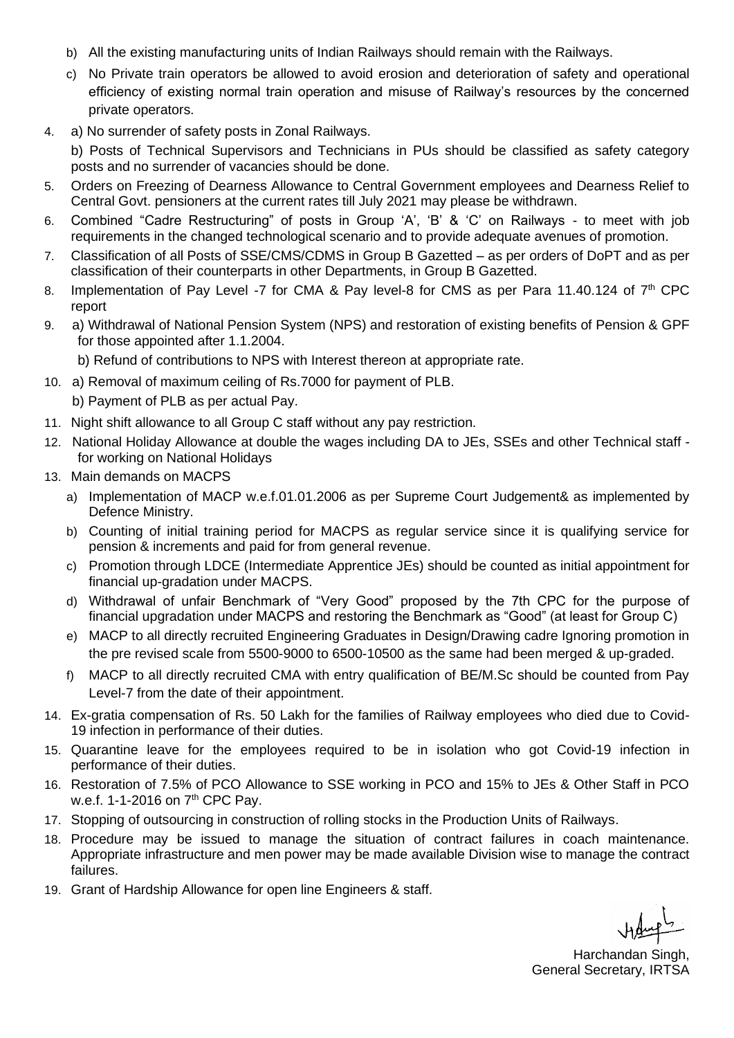b) All the existing manufacturing units of Indian Railways should remain with the Railways.

c) No Private train operators be allowed to avoid erosion and deterioration of safety and operational efficiency of existing normal train operation and misuse of Railway's resources by the concerned private operators.

4. a) No surrender of safety posts in Zonal Railways.

   b) Posts of Technical Supervisors and Technicians in PUs should be classified as safety category posts and no surrender of vacancies should be done.

5. Orders on Freezing of Dearness Allowance to Central Government employees and Dearness Relief to Central Govt. pensioners at the current rates till July 2021 may please be withdrawn.

6. Combined "Cadre Restructuring" of posts in Group 'A', 'B' & 'C' on Railways - to meet with job requirements in the changed technological scenario and to provide adequate avenues of promotion.

7. Classification of all Posts of SSE/CMS/CDMS in Group B Gazetted – as per orders of DoPT and as per classification of their counterparts in other Departments, in Group B Gazetted.

8. Implementation of Pay Level -7 for CMA & Pay level-8 for CMS as per Para 11.40.124 of 7th CPC report

9. a) Withdrawal of National Pension System (NPS) and restoration of existing benefits of Pension & GPF for those appointed after 1.1.2004.

   b) Refund of contributions to NPS with Interest thereon at appropriate rate.

10. a) Removal of maximum ceiling of Rs.7000 for payment of PLB.

    b) Payment of PLB as per actual Pay.

11. Night shift allowance to all Group C staff without any pay restriction.

12. National Holiday Allowance at double the wages including DA to JEs, SSEs and other Technical staff - for working on National Holidays

13. Main demands on MACPS

    a) Implementation of MACP w.e.f.01.01.2006 as per Supreme Court Judgement& as implemented by Defence Ministry.

    b) Counting of initial training period for MACPS as regular service since it is qualifying service for pension & increments and paid for from general revenue.

    c) Promotion through LDCE (Intermediate Apprentice JEs) should be counted as initial appointment for financial up-gradation under MACPS.

    d) Withdrawal of unfair Benchmark of "Very Good" proposed by the 7th CPC for the purpose of financial upgradation under MACPS and restoring the Benchmark as "Good" (at least for Group C)

    e) MACP to all directly recruited Engineering Graduates in Design/Drawing cadre Ignoring promotion in the pre revised scale from 5500-9000 to 6500-10500 as the same had been merged & up-graded.

    f) MACP to all directly recruited CMA with entry qualification of BE/M.Sc should be counted from Pay Level-7 from the date of their appointment.

14. Ex-gratia compensation of Rs. 50 Lakh for the families of Railway employees who died due to Covid-19 infection in performance of their duties.

15. Quarantine leave for the employees required to be in isolation who got Covid-19 infection in performance of their duties.

16. Restoration of 7.5% of PCO Allowance to SSE working in PCO and 15% to JEs & Other Staff in PCO w.e.f. 1-1-2016 on 7th CPC Pay.

17. Stopping of outsourcing in construction of rolling stocks in the Production Units of Railways.

18. Procedure may be issued to manage the situation of contract failures in coach maintenance. Appropriate infrastructure and men power may be made available Division wise to manage the contract failures.

19. Grant of Hardship Allowance for open line Engineers & staff.

Harchandan Singh,
General Secretary, IRTSA